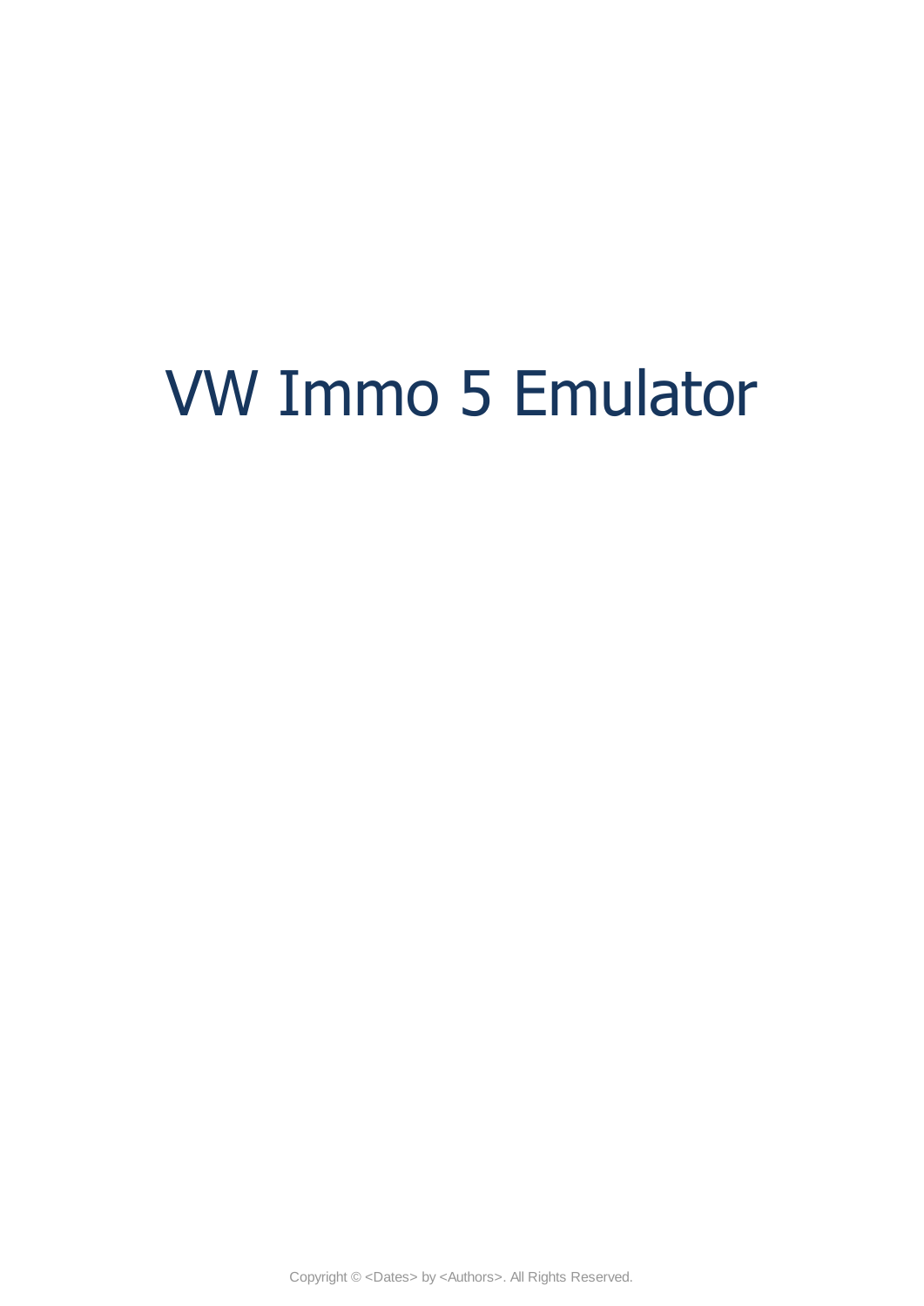# VW Immo 5 Emulator

Copyright © <Dates> by <Authors>. All Rights Reserved.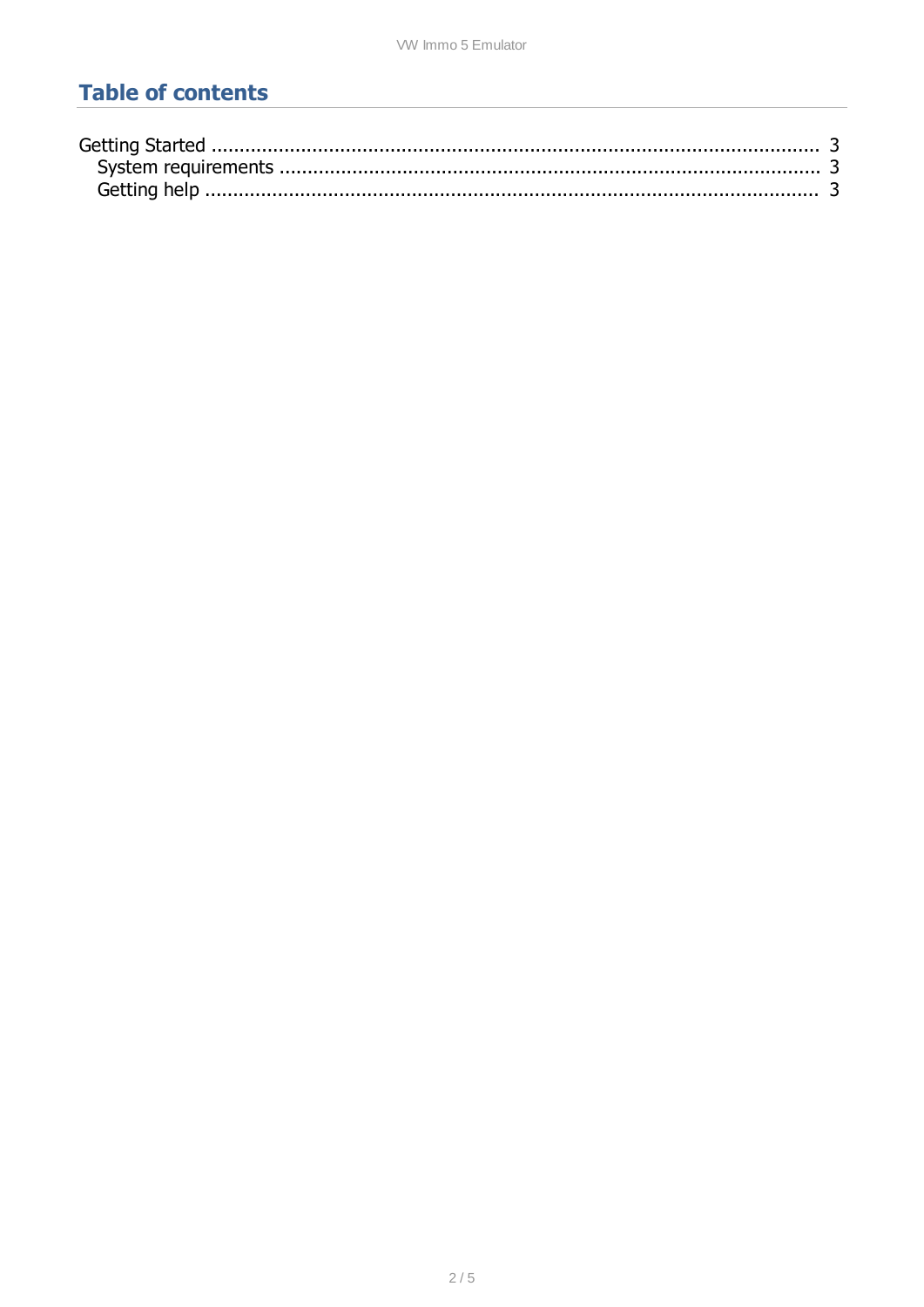# Table of contents

Getting Started ........................................................................................................ 3
  System requirements ............................................................................................ 3
  Getting help ......................................................................................................... 3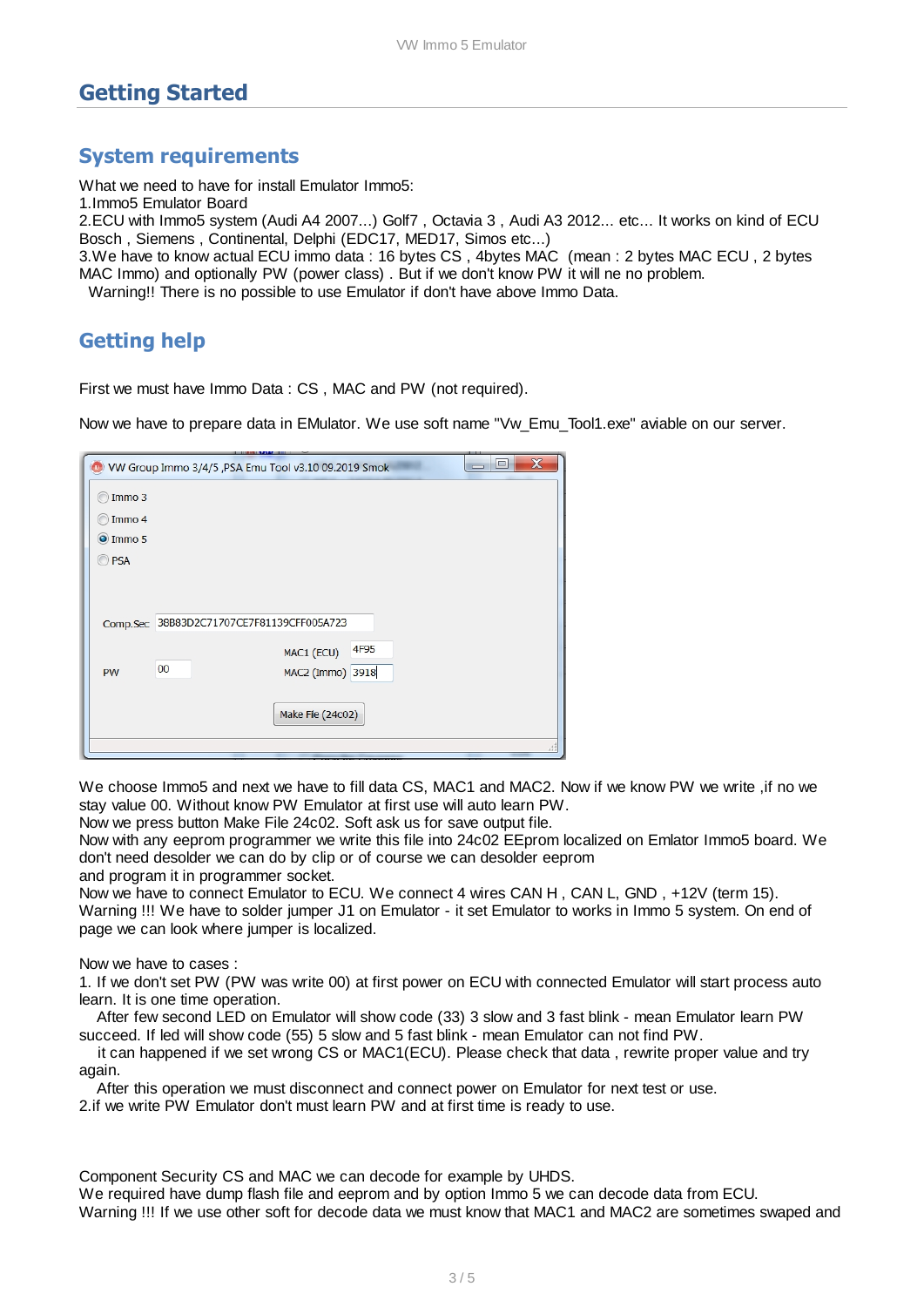# Getting Started

## System requirements

What we need to have for install Emulator Immo5:
1.Immo5 Emulator Board
2.ECU with Immo5 system (Audi A4 2007...) Golf7 , Octavia 3 , Audi A3 2012... etc... It works on kind of ECU Bosch , Siemens , Continental, Delphi (EDC17, MED17, Simos etc...)
3.We have to know actual ECU immo data : 16 bytes CS , 4bytes MAC (mean : 2 bytes MAC ECU , 2 bytes MAC Immo) and optionally PW (power class) . But if we don't know PW it will ne no problem.
Warning!! There is no possible to use Emulator if don't have above Immo Data.

## Getting help

First we must have Immo Data : CS , MAC and PW (not required).

Now we have to prepare data in EMulator. We use soft name "Vw_Emu_Tool1.exe" aviable on our server.

We choose Immo5 and next we have to fill data CS, MAC1 and MAC2. Now if we know PW we write ,if no we stay value 00. Without know PW Emulator at first use will auto learn PW.
Now we press button Make File 24c02. Soft ask us for save output file.
Now with any eeprom programmer we write this file into 24c02 EEprom localized on Emlator Immo5 board. We don't need desolder we can do by clip or of course we can desolder eeprom
and program it in programmer socket.
Now we have to connect Emulator to ECU. We connect 4 wires CAN H , CAN L, GND , +12V (term 15).
Warning !!! We have to solder jumper J1 on Emulator - it set Emulator to works in Immo 5 system. On end of page we can look where jumper is localized.

Now we have to cases :
1. If we don't set PW (PW was write 00) at first power on ECU with connected Emulator will start process auto learn. It is one time operation.
After few second LED on Emulator will show code (33) 3 slow and 3 fast blink - mean Emulator learn PW succeed. If led will show code (55) 5 slow and 5 fast blink - mean Emulator can not find PW.
it can happened if we set wrong CS or MAC1(ECU). Please check that data , rewrite proper value and try again.
After this operation we must disconnect and connect power on Emulator for next test or use.
2.if we write PW Emulator don't must learn PW and at first time is ready to use.

Component Security CS and MAC we can decode for example by UHDS.
We required have dump flash file and eeprom and by option Immo 5 we can decode data from ECU.
Warning !!! If we use other soft for decode data we must know that MAC1 and MAC2 are sometimes swaped and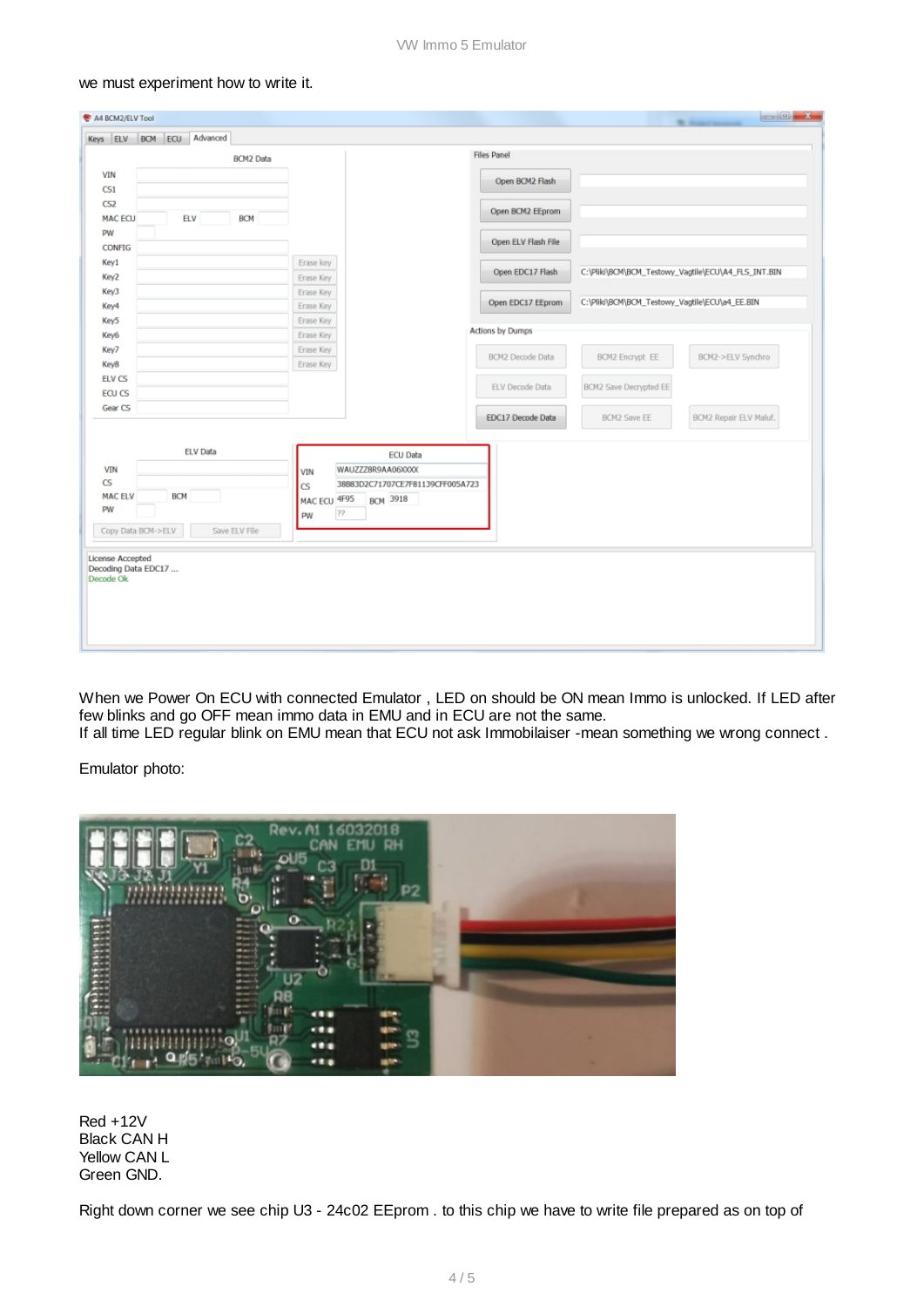we must experiment how to write it.

When we Power On ECU with connected Emulator , LED on should be ON mean Immo is unlocked. If LED after few blinks and go OFF mean immo data in EMU and in ECU are not the same.
If all time LED regular blink on EMU mean that ECU not ask Immobilaiser -mean something we wrong connect .

Emulator photo:

Red +12V
Black CAN H
Yellow CAN L
Green GND.

Right down corner we see chip U3 - 24c02 EEprom . to this chip we have to write file prepared as on top of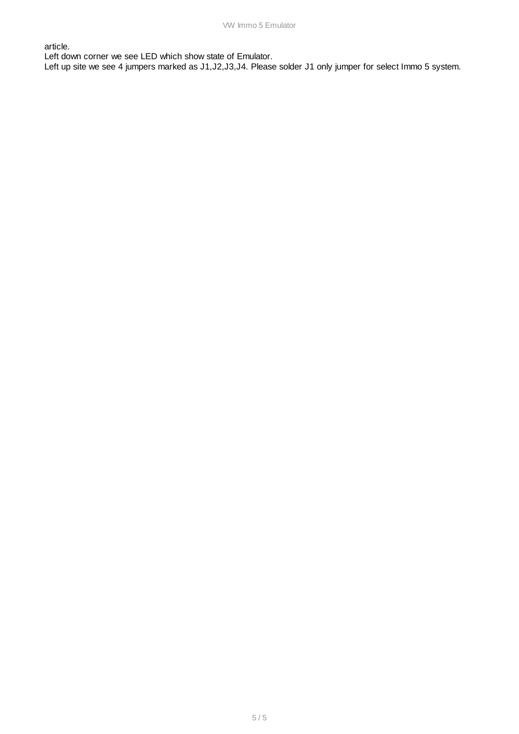article.
Left down corner we see LED which show state of Emulator.
Left up site we see 4 jumpers marked as J1,J2,J3,J4. Please solder J1 only jumper for select Immo 5 system.